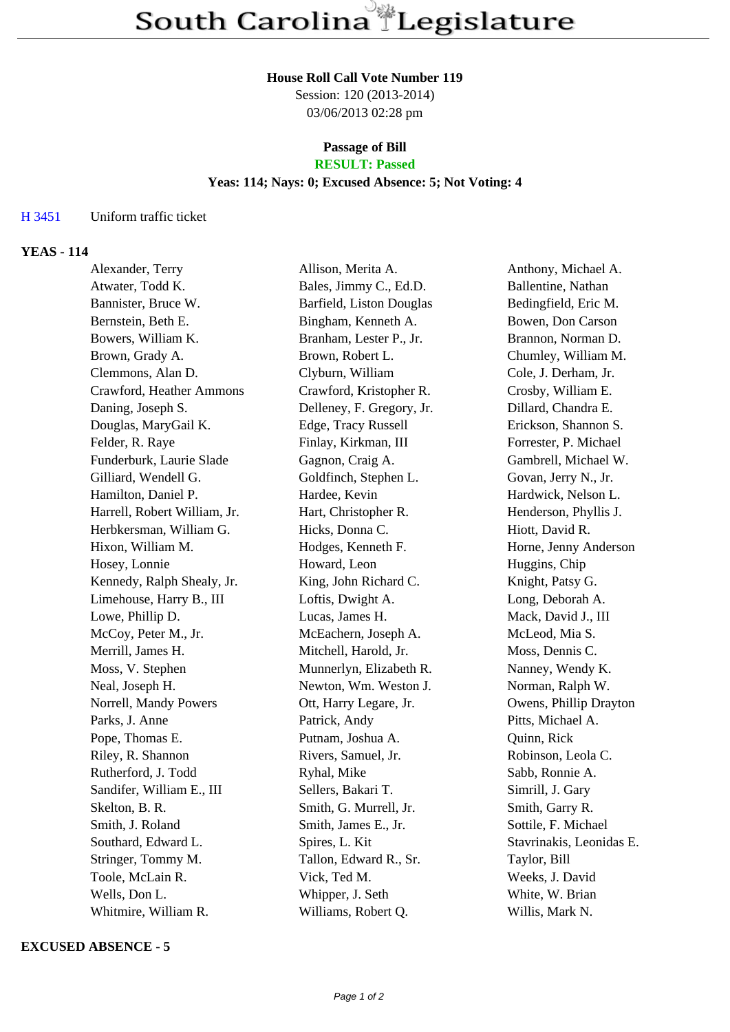# South Carolina Legislature

**House Roll Call Vote Number 119**
Session: 120 (2013-2014)
03/06/2013 02:28 pm

**Passage of Bill**
**RESULT: Passed**
**Yeas: 114; Nays: 0; Excused Absence: 5; Not Voting: 4**

H 3451 Uniform traffic ticket

**YEAS - 114**

| | | |
|---|---|---|
| Alexander, Terry | Allison, Merita A. | Anthony, Michael A. |
| Atwater, Todd K. | Bales, Jimmy C., Ed.D. | Ballentine, Nathan |
| Bannister, Bruce W. | Barfield, Liston Douglas | Bedingfield, Eric M. |
| Bernstein, Beth E. | Bingham, Kenneth A. | Bowen, Don Carson |
| Bowers, William K. | Branham, Lester P., Jr. | Brannon, Norman D. |
| Brown, Grady A. | Brown, Robert L. | Chumley, William M. |
| Clemmons, Alan D. | Clyburn, William | Cole, J. Derham, Jr. |
| Crawford, Heather Ammons | Crawford, Kristopher R. | Crosby, William E. |
| Daning, Joseph S. | Delleney, F. Gregory, Jr. | Dillard, Chandra E. |
| Douglas, MaryGail K. | Edge, Tracy Russell | Erickson, Shannon S. |
| Felder, R. Raye | Finlay, Kirkman, III | Forrester, P. Michael |
| Funderburk, Laurie Slade | Gagnon, Craig A. | Gambrell, Michael W. |
| Gilliard, Wendell G. | Goldfinch, Stephen L. | Govan, Jerry N., Jr. |
| Hamilton, Daniel P. | Hardee, Kevin | Hardwick, Nelson L. |
| Harrell, Robert William, Jr. | Hart, Christopher R. | Henderson, Phyllis J. |
| Herbkersman, William G. | Hicks, Donna C. | Hiott, David R. |
| Hixon, William M. | Hodges, Kenneth F. | Horne, Jenny Anderson |
| Hosey, Lonnie | Howard, Leon | Huggins, Chip |
| Kennedy, Ralph Shealy, Jr. | King, John Richard C. | Knight, Patsy G. |
| Limehouse, Harry B., III | Loftis, Dwight A. | Long, Deborah A. |
| Lowe, Phillip D. | Lucas, James H. | Mack, David J., III |
| McCoy, Peter M., Jr. | McEachern, Joseph A. | McLeod, Mia S. |
| Merrill, James H. | Mitchell, Harold, Jr. | Moss, Dennis C. |
| Moss, V. Stephen | Munnerlyn, Elizabeth R. | Nanney, Wendy K. |
| Neal, Joseph H. | Newton, Wm. Weston J. | Norman, Ralph W. |
| Norrell, Mandy Powers | Ott, Harry Legare, Jr. | Owens, Phillip Drayton |
| Parks, J. Anne | Patrick, Andy | Pitts, Michael A. |
| Pope, Thomas E. | Putnam, Joshua A. | Quinn, Rick |
| Riley, R. Shannon | Rivers, Samuel, Jr. | Robinson, Leola C. |
| Rutherford, J. Todd | Ryhal, Mike | Sabb, Ronnie A. |
| Sandifer, William E., III | Sellers, Bakari T. | Simrill, J. Gary |
| Skelton, B. R. | Smith, G. Murrell, Jr. | Smith, Garry R. |
| Smith, J. Roland | Smith, James E., Jr. | Sottile, F. Michael |
| Southard, Edward L. | Spires, L. Kit | Stavrinakis, Leonidas E. |
| Stringer, Tommy M. | Tallon, Edward R., Sr. | Taylor, Bill |
| Toole, McLain R. | Vick, Ted M. | Weeks, J. David |
| Wells, Don L. | Whipper, J. Seth | White, W. Brian |
| Whitmire, William R. | Williams, Robert Q. | Willis, Mark N. |

**EXCUSED ABSENCE - 5**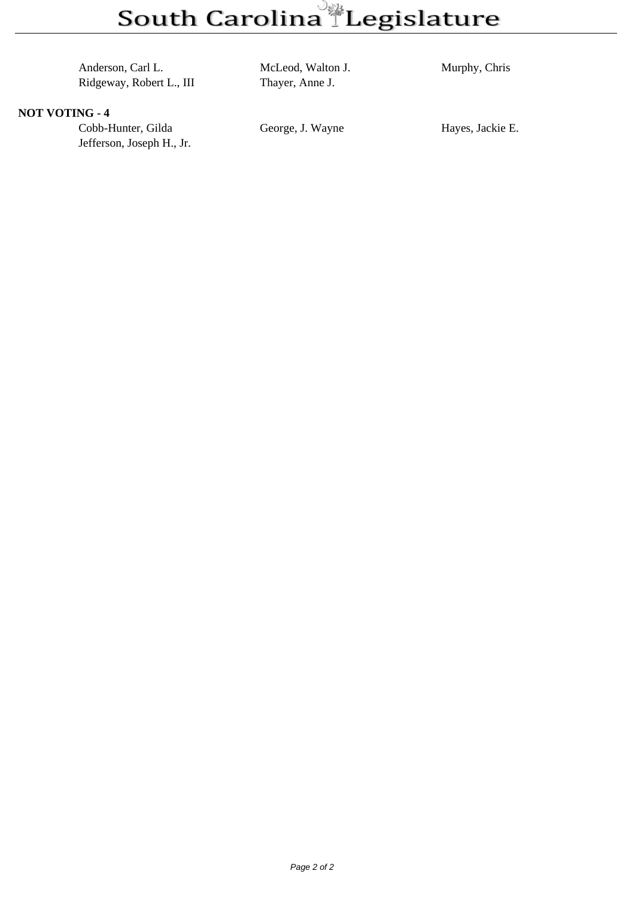| | | |
|---|---|---|
| Anderson, Carl L. | McLeod, Walton J. | Murphy, Chris |
| Ridgeway, Robert L., III | Thayer, Anne J. | |

**NOT VOTING - 4**

| | | |
|---|---|---|
| Cobb-Hunter, Gilda | George, J. Wayne | Hayes, Jackie E. |
| Jefferson, Joseph H., Jr. | | |